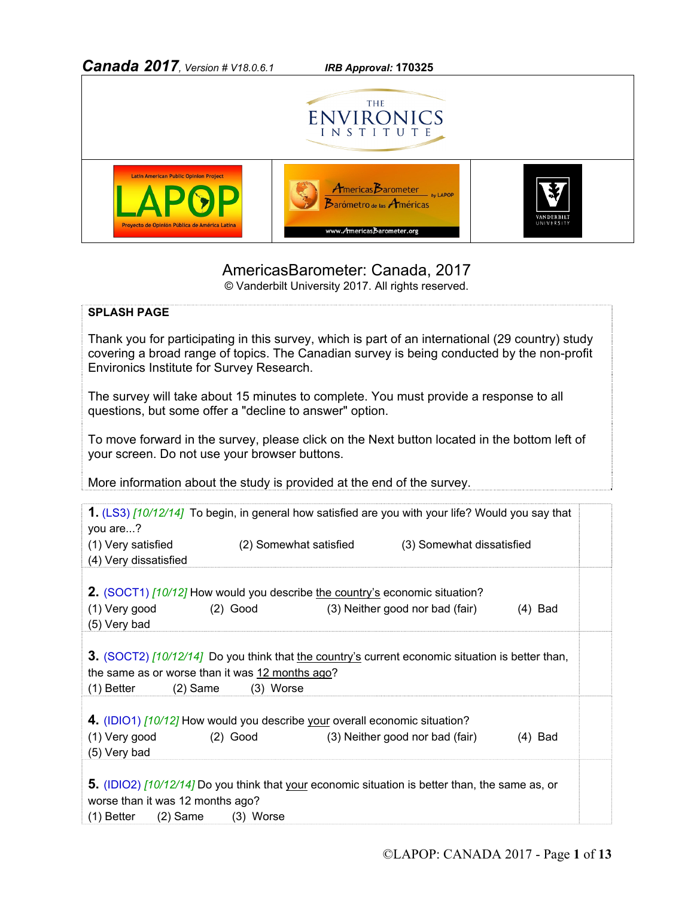**Canada 2017**, *Version # V18.0.6.1* ***IRB Approval:* 170325**

# AmericasBarometer: Canada, 2017

© Vanderbilt University 2017. All rights reserved.

**SPLASH PAGE**

Thank you for participating in this survey, which is part of an international (29 country) study covering a broad range of topics. The Canadian survey is being conducted by the non-profit Environics Institute for Survey Research.

The survey will take about 15 minutes to complete. You must provide a response to all questions, but some offer a "decline to answer" option.

To move forward in the survey, please click on the Next button located in the bottom left of your screen. Do not use your browser buttons.

More information about the study is provided at the end of the survey.

**1.** (LS3) *[10/12/14]* To begin, in general how satisfied are you with your life? Would you say that you are...?
(1) Very satisfied (2) Somewhat satisfied (3) Somewhat dissatisfied
(4) Very dissatisfied

**2.** (SOCT1) *[10/12]* How would you describe the country's economic situation?
(1) Very good (2) Good (3) Neither good nor bad (fair) (4) Bad
(5) Very bad

**3.** (SOCT2) *[10/12/14]* Do you think that the country's current economic situation is better than, the same as or worse than it was 12 months ago?
(1) Better (2) Same (3) Worse

**4.** (IDIO1) *[10/12]* How would you describe your overall economic situation?
(1) Very good (2) Good (3) Neither good nor bad (fair) (4) Bad
(5) Very bad

**5.** (IDIO2) *[10/12/14]* Do you think that your economic situation is better than, the same as, or worse than it was 12 months ago?
(1) Better (2) Same (3) Worse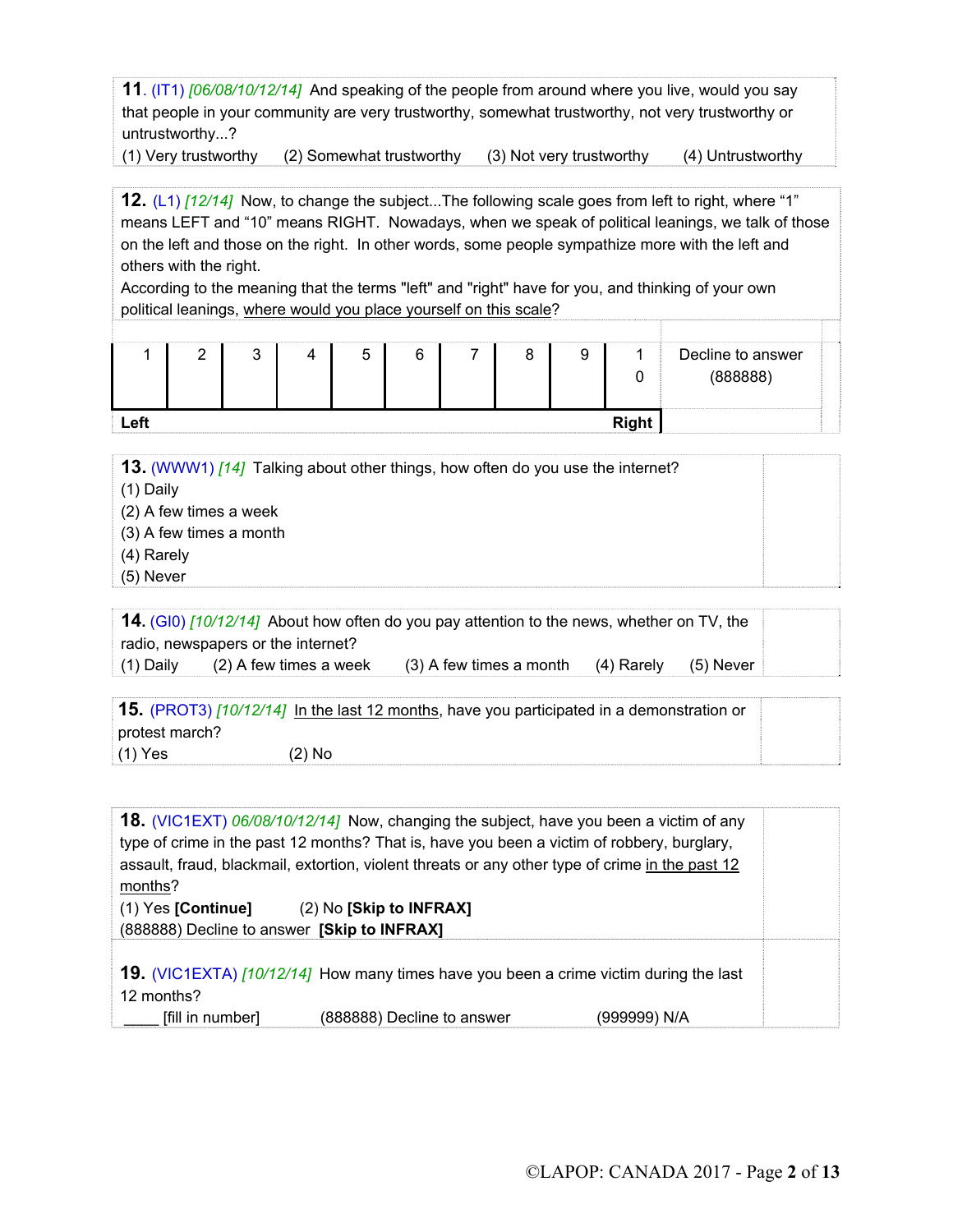**11.** (IT1) *[06/08/10/12/14]* And speaking of the people from around where you live, would you say that people in your community are very trustworthy, somewhat trustworthy, not very trustworthy or untrustworthy...?
(1) Very trustworthy (2) Somewhat trustworthy (3) Not very trustworthy (4) Untrustworthy

**12.** (L1) *[12/14]* Now, to change the subject...The following scale goes from left to right, where "1" means LEFT and "10" means RIGHT. Nowadays, when we speak of political leanings, we talk of those on the left and those on the right. In other words, some people sympathize more with the left and others with the right.
According to the meaning that the terms "left" and "right" have for you, and thinking of your own political leanings, <u>where would you place yourself on this scale</u>?

| 1 | 2 | 3 | 4 | 5 | 6 | 7 | 8 | 9 | 10 | Decline to answer (888888) |
|---|---|---|---|---|---|---|---|---|---|---|
| **Left** | | | | | | | | | **Right** | |

**13.** (WWW1) *[14]* Talking about other things, how often do you use the internet?
(1) Daily
(2) A few times a week
(3) A few times a month
(4) Rarely
(5) Never

**14.** (GI0) *[10/12/14]* About how often do you pay attention to the news, whether on TV, the radio, newspapers or the internet?
(1) Daily (2) A few times a week (3) A few times a month (4) Rarely (5) Never

**15.** (PROT3) *[10/12/14]* <u>In the last 12 months</u>, have you participated in a demonstration or protest march?
(1) Yes (2) No

**18.** (VIC1EXT) *06/08/10/12/14]* Now, changing the subject, have you been a victim of any type of crime in the past 12 months? That is, have you been a victim of robbery, burglary, assault, fraud, blackmail, extortion, violent threats or any other type of crime <u>in the past 12 months</u>?
(1) Yes **[Continue]** (2) No **[Skip to INFRAX]**
(888888) Decline to answer **[Skip to INFRAX]**

**19.** (VIC1EXTA) *[10/12/14]* How many times have you been a crime victim during the last 12 months?
____ [fill in number] (888888) Decline to answer (999999) N/A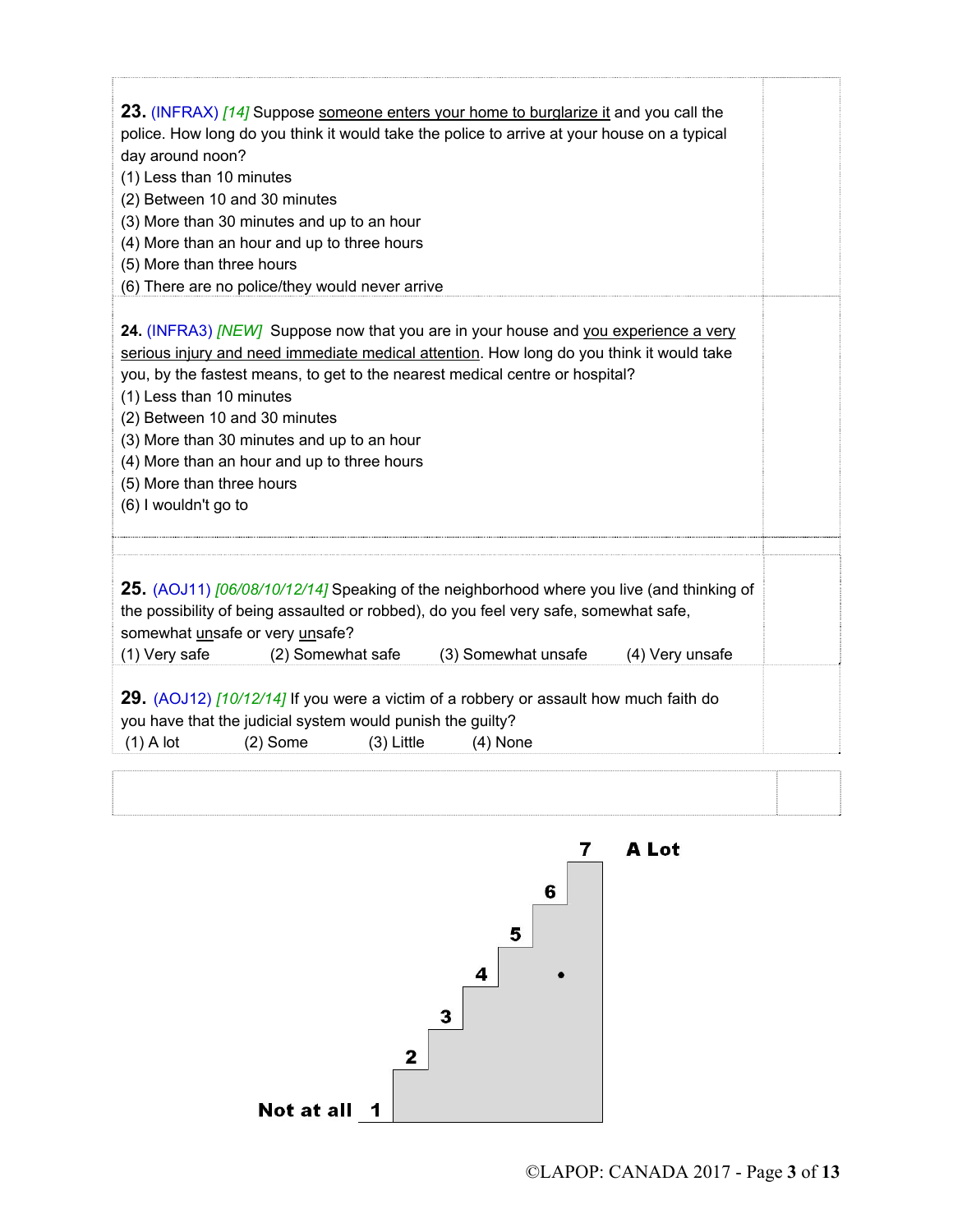**23.** (INFRAX) *[14]* Suppose <u>someone enters your home to burglarize it</u> and you call the police. How long do you think it would take the police to arrive at your house on a typical day around noon?
(1) Less than 10 minutes
(2) Between 10 and 30 minutes
(3) More than 30 minutes and up to an hour
(4) More than an hour and up to three hours
(5) More than three hours
(6) There are no police/they would never arrive

**24.** (INFRA3) *[NEW]* Suppose now that you are in your house and <u>you experience a very serious injury and need immediate medical attention</u>. How long do you think it would take you, by the fastest means, to get to the nearest medical centre or hospital?
(1) Less than 10 minutes
(2) Between 10 and 30 minutes
(3) More than 30 minutes and up to an hour
(4) More than an hour and up to three hours
(5) More than three hours
(6) I wouldn't go to

**25.** (AOJ11) *[06/08/10/12/14]* Speaking of the neighborhood where you live (and thinking of the possibility of being assaulted or robbed), do you feel very safe, somewhat safe, somewhat <u>un</u>safe or very <u>un</u>safe?
(1) Very safe (2) Somewhat safe (3) Somewhat unsafe (4) Very unsafe

**29.** (AOJ12) *[10/12/14]* If you were a victim of a robbery or assault how much faith do you have that the judicial system would punish the guilty?
(1) A lot (2) Some (3) Little (4) None

| Not at all | | | | | | A Lot |
|---|---|---|---|---|---|---|
| 1 | 2 | 3 | 4 | 5 | 6 | 7 |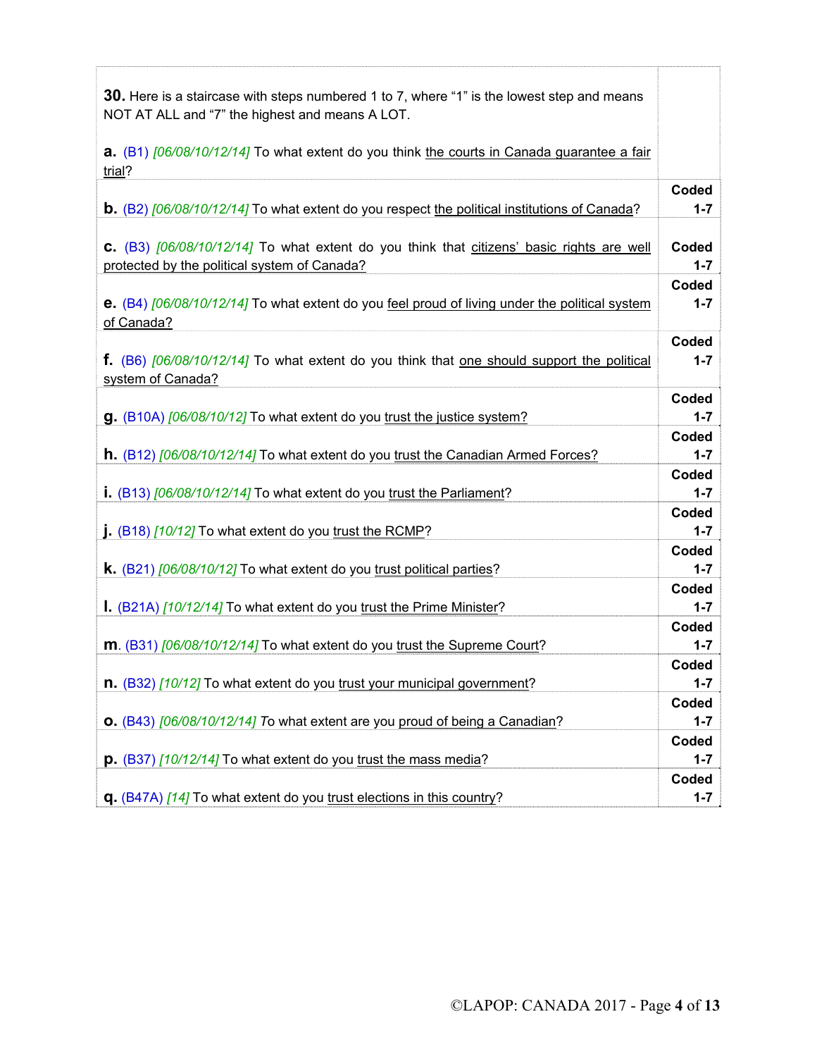| | |
|---|---|
| **30.** Here is a staircase with steps numbered 1 to 7, where "1" is the lowest step and means NOT AT ALL and "7" the highest and means A LOT.<br><br>**a.** (B1) *[06/08/10/12/14]* To what extent do you think the courts in Canada guarantee a fair trial? | |
| **b.** (B2) *[06/08/10/12/14]* To what extent do you respect the political institutions of Canada? | **Coded 1-7** |
| **c.** (B3) *[06/08/10/12/14]* To what extent do you think that citizens' basic rights are well protected by the political system of Canada? | **Coded 1-7** |
| **e.** (B4) *[06/08/10/12/14]* To what extent do you feel proud of living under the political system of Canada? | **Coded 1-7** |
| **f.** (B6) *[06/08/10/12/14]* To what extent do you think that one should support the political system of Canada? | **Coded 1-7** |
| **g.** (B10A) *[06/08/10/12]* To what extent do you trust the justice system? | **Coded 1-7** |
| **h.** (B12) *[06/08/10/12/14]* To what extent do you trust the Canadian Armed Forces? | **Coded 1-7** |
| **i.** (B13) *[06/08/10/12/14]* To what extent do you trust the Parliament? | **Coded 1-7** |
| **j.** (B18) *[10/12]* To what extent do you trust the RCMP? | **Coded 1-7** |
| **k.** (B21) *[06/08/10/12]* To what extent do you trust political parties? | **Coded 1-7** |
| **l.** (B21A) *[10/12/14]* To what extent do you trust the Prime Minister? | **Coded 1-7** |
| **m**. (B31) *[06/08/10/12/14]* To what extent do you trust the Supreme Court? | **Coded 1-7** |
| **n.** (B32) *[10/12]* To what extent do you trust your municipal government? | **Coded 1-7** |
| **o.** (B43) *[06/08/10/12/14]* To what extent are you proud of being a Canadian? | **Coded 1-7** |
| **p.** (B37) *[10/12/14]* To what extent do you trust the mass media? | **Coded 1-7** |
| **q.** (B47A) *[14]* To what extent do you trust elections in this country? | **Coded 1-7** |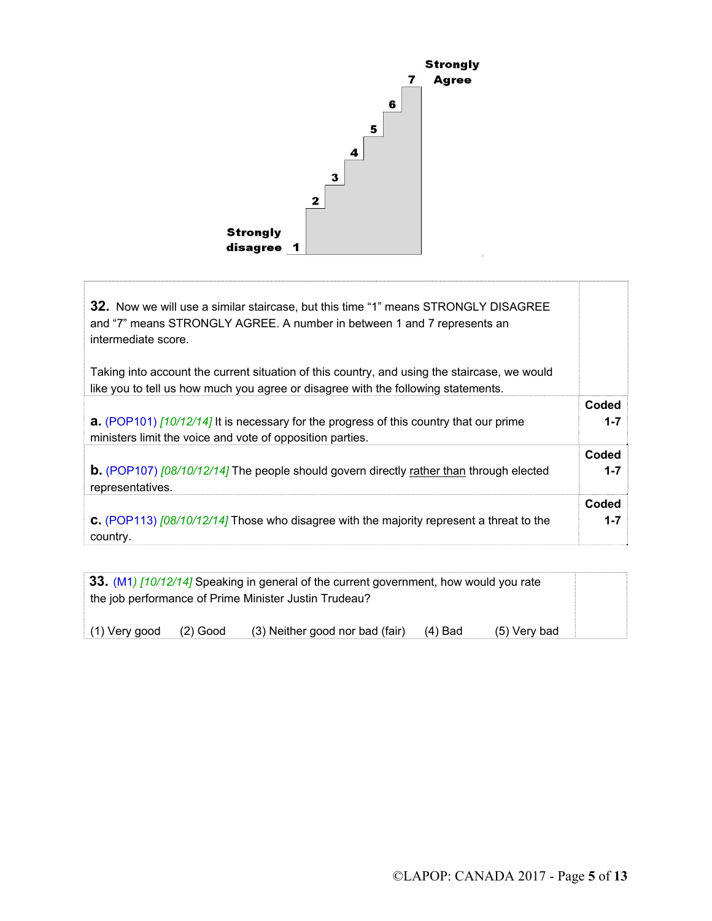Strongly Agree
7
6
5
4
3
2
Strongly disagree 1

| | |
|---|---|
| **32.** Now we will use a similar staircase, but this time "1" means STRONGLY DISAGREE and "7" means STRONGLY AGREE. A number in between 1 and 7 represents an intermediate score.<br><br>Taking into account the current situation of this country, and using the staircase, we would like you to tell us how much you agree or disagree with the following statements. | |
| **a.** (POP101) *[10/12/14]* It is necessary for the progress of this country that our prime ministers limit the voice and vote of opposition parties. | **Coded 1-7** |
| **b.** (POP107) *[08/10/12/14]* The people should govern directly rather than through elected representatives. | **Coded 1-7** |
| **c.** (POP113) *[08/10/12/14]* Those who disagree with the majority represent a threat to the country. | **Coded 1-7** |

| | |
|---|---|
| **33.** (M1) *[10/12/14]* Speaking in general of the current government, how would you rate the job performance of Prime Minister Justin Trudeau?<br><br>(1) Very good (2) Good (3) Neither good nor bad (fair) (4) Bad (5) Very bad | |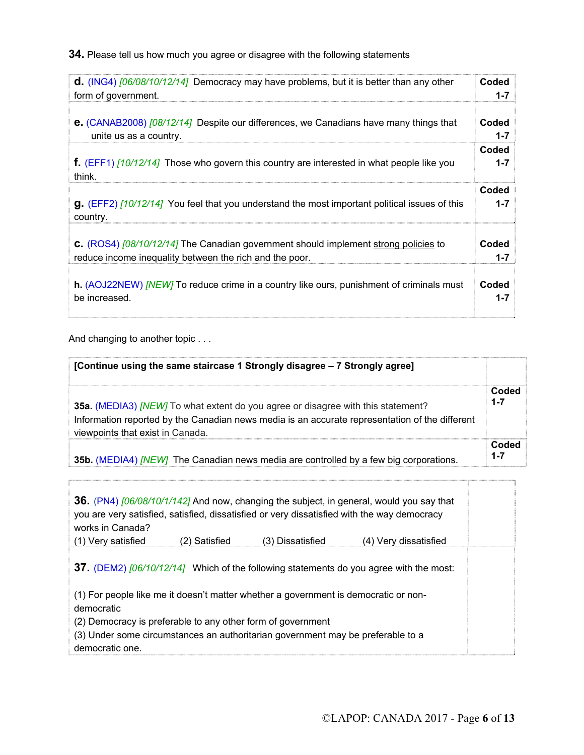**34.** Please tell us how much you agree or disagree with the following statements

| | |
|---|---|
| **d.** (ING4) *[06/08/10/12/14]* Democracy may have problems, but it is better than any other form of government. | **Coded 1-7** |
| **e.** (CANAB2008) *[08/12/14]* Despite our differences, we Canadians have many things that unite us as a country. | **Coded 1-7** |
| **f.** (EFF1) *[10/12/14]* Those who govern this country are interested in what people like you think. | **Coded 1-7** |
| **g.** (EFF2) *[10/12/14]* You feel that you understand the most important political issues of this country. | **Coded 1-7** |
| **c.** (ROS4) *[08/10/12/14]* The Canadian government should implement <u>strong policies</u> to reduce income inequality between the rich and the poor. | **Coded 1-7** |
| **h.** (AOJ22NEW) *[NEW]* To reduce crime in a country like ours, punishment of criminals must be increased. | **Coded 1-7** |

And changing to another topic . . .

| | |
|---|---|
| **[Continue using the same staircase 1 Strongly disagree – 7 Strongly agree]** | |
| **35a.** (MEDIA3) *[NEW]* To what extent do you agree or disagree with this statement? Information reported by the Canadian news media is an accurate representation of the different viewpoints that exist in Canada. | **Coded 1-7** |
| **35b.** (MEDIA4) *[NEW]* The Canadian news media are controlled by a few big corporations. | **Coded 1-7** |

**36.** (PN4) *[06/08/10/1/142]* And now, changing the subject, in general, would you say that you are very satisfied, satisfied, dissatisfied or very dissatisfied with the way democracy works in Canada?

(1) Very satisfied (2) Satisfied (3) Dissatisfied (4) Very dissatisfied

**37.** (DEM2) *[06/10/12/14]* Which of the following statements do you agree with the most:

(1) For people like me it doesn't matter whether a government is democratic or non-democratic
(2) Democracy is preferable to any other form of government
(3) Under some circumstances an authoritarian government may be preferable to a democratic one.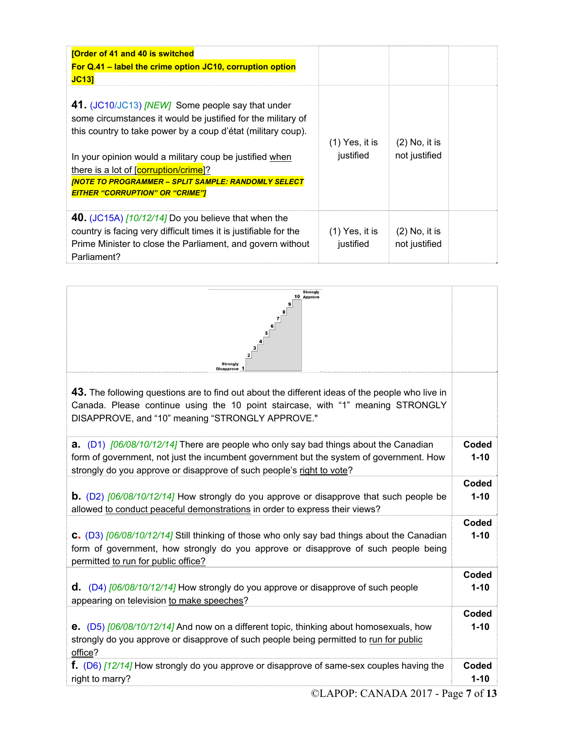| | | | |
|---|---|---|---|
| **[Order of 41 and 40 is switched**<br>**For Q.41 – label the crime option JC10, corruption option JC13]** | | | |
| **41.** (JC10/JC13) *[NEW]* Some people say that under some circumstances it would be justified for the military of this country to take power by a coup d'état (military coup).<br><br>In your opinion would a military coup be justified when there is a lot of [corruption/crime]?<br>***[NOTE TO PROGRAMMER – SPLIT SAMPLE: RANDOMLY SELECT EITHER "CORRUPTION" OR "CRIME"]*** | (1) Yes, it is justified | (2) No, it is not justified | |
| **40.** (JC15A) *[10/12/14]* Do you believe that when the country is facing very difficult times it is justifiable for the Prime Minister to close the Parliament, and govern without Parliament? | (1) Yes, it is justified | (2) No, it is not justified | |

Strongly Disapprove 1 2 3 4 5 6 7 8 9 10 Strongly Approve

| | |
|---|---|
| **43.** The following questions are to find out about the different ideas of the people who live in Canada. Please continue using the 10 point staircase, with "1" meaning STRONGLY DISAPPROVE, and "10" meaning "STRONGLY APPROVE." | |
| **a.** (D1) *[06/08/10/12/14]* There are people who only say bad things about the Canadian form of government, not just the incumbent government but the system of government. How strongly do you approve or disapprove of such people's right to vote? | **Coded 1-10** |
| **b.** (D2) *[06/08/10/12/14]* How strongly do you approve or disapprove that such people be allowed to conduct peaceful demonstrations in order to express their views? | **Coded 1-10** |
| **c.** (D3) *[06/08/10/12/14]* Still thinking of those who only say bad things about the Canadian form of government, how strongly do you approve or disapprove of such people being permitted to run for public office? | **Coded 1-10** |
| **d.** (D4) *[06/08/10/12/14]* How strongly do you approve or disapprove of such people appearing on television to make speeches? | **Coded 1-10** |
| **e.** (D5) *[06/08/10/12/14]* And now on a different topic, thinking about homosexuals, how strongly do you approve or disapprove of such people being permitted to run for public office? | **Coded 1-10** |
| **f.** (D6) *[12/14]* How strongly do you approve or disapprove of same-sex couples having the right to marry? | **Coded 1-10** |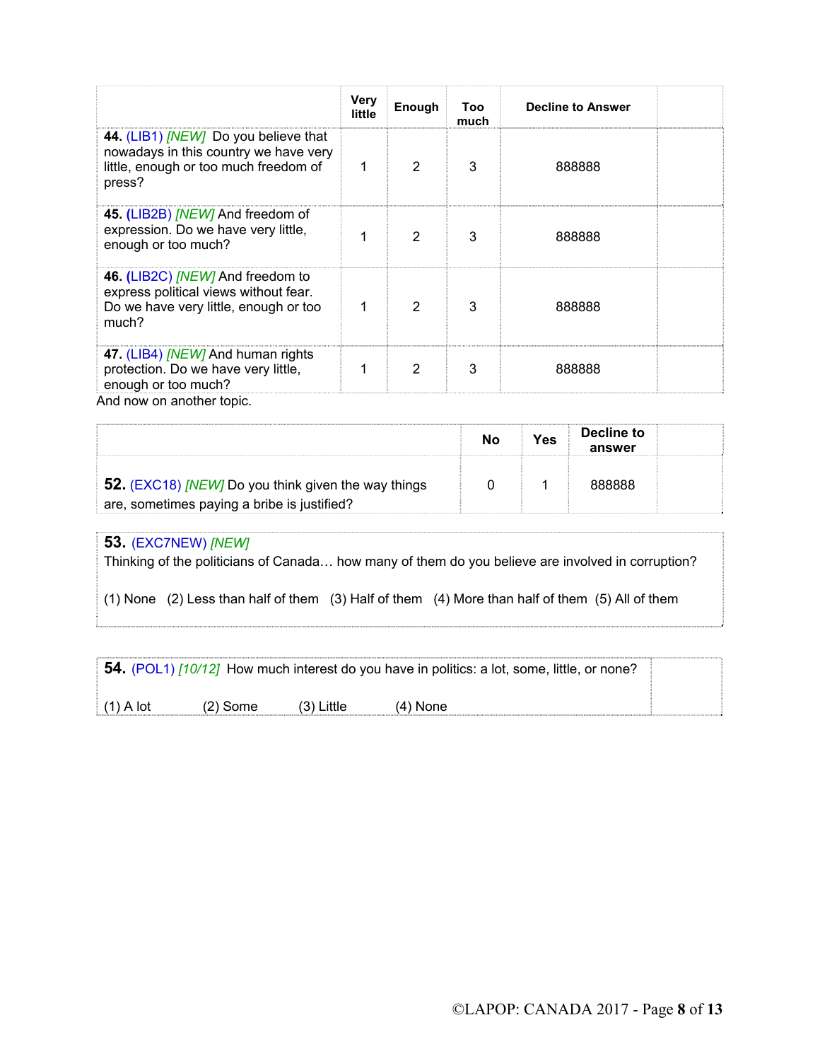| | Very little | Enough | Too much | Decline to Answer | |
|---|---|---|---|---|---|
| **44.** (LIB1) *[NEW]* Do you believe that nowadays in this country we have very little, enough or too much freedom of press? | 1 | 2 | 3 | 888888 | |
| **45.** (LIB2B) *[NEW]* And freedom of expression. Do we have very little, enough or too much? | 1 | 2 | 3 | 888888 | |
| **46.** (LIB2C) *[NEW]* And freedom to express political views without fear. Do we have very little, enough or too much? | 1 | 2 | 3 | 888888 | |
| **47.** (LIB4) *[NEW]* And human rights protection. Do we have very little, enough or too much? | 1 | 2 | 3 | 888888 | |

And now on another topic.

| | No | Yes | Decline to answer | |
|---|---|---|---|---|
| **52.** (EXC18) *[NEW]* Do you think given the way things are, sometimes paying a bribe is justified? | 0 | 1 | 888888 | |

**53.** (EXC7NEW) *[NEW]*
Thinking of the politicians of Canada… how many of them do you believe are involved in corruption?

(1) None (2) Less than half of them (3) Half of them (4) More than half of them (5) All of them

**54.** (POL1) *[10/12]* How much interest do you have in politics: a lot, some, little, or none?

(1) A lot (2) Some (3) Little (4) None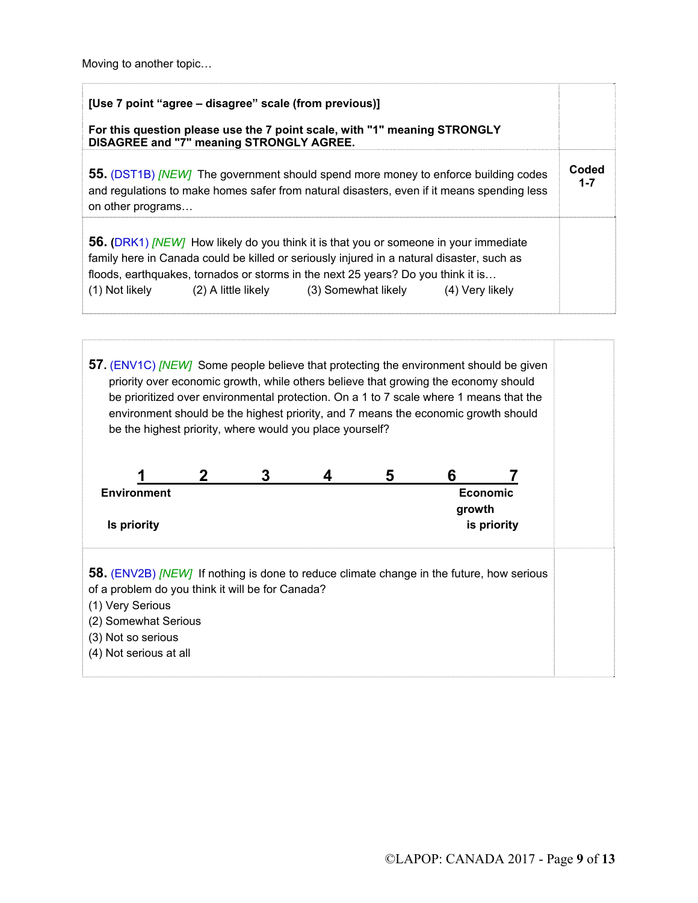Moving to another topic…

| | |
|---|---|
| **[Use 7 point "agree – disagree" scale (from previous)]**<br><br>**For this question please use the 7 point scale, with "1" meaning STRONGLY DISAGREE and "7" meaning STRONGLY AGREE.** | |
| **55.** (DST1B) *[NEW]* The government should spend more money to enforce building codes and regulations to make homes safer from natural disasters, even if it means spending less on other programs… | **Coded 1-7** |
| **56. (**DRK1) *[NEW]* How likely do you think it is that you or someone in your immediate family here in Canada could be killed or seriously injured in a natural disaster, such as floods, earthquakes, tornados or storms in the next 25 years? Do you think it is…<br>(1) Not likely (2) A little likely (3) Somewhat likely (4) Very likely | |

| | |
|---|---|
| **57.** (ENV1C) *[NEW]* Some people believe that protecting the environment should be given priority over economic growth, while others believe that growing the economy should be prioritized over environmental protection. On a 1 to 7 scale where 1 means that the environment should be the highest priority, and 7 means the economic growth should be the highest priority, where would you place yourself?<br><br>**1 2 3 4 5 6 7**<br>**Environment Is priority** … **Economic growth is priority** | |
| **58.** (ENV2B) *[NEW]* If nothing is done to reduce climate change in the future, how serious of a problem do you think it will be for Canada?<br>(1) Very Serious<br>(2) Somewhat Serious<br>(3) Not so serious<br>(4) Not serious at all | |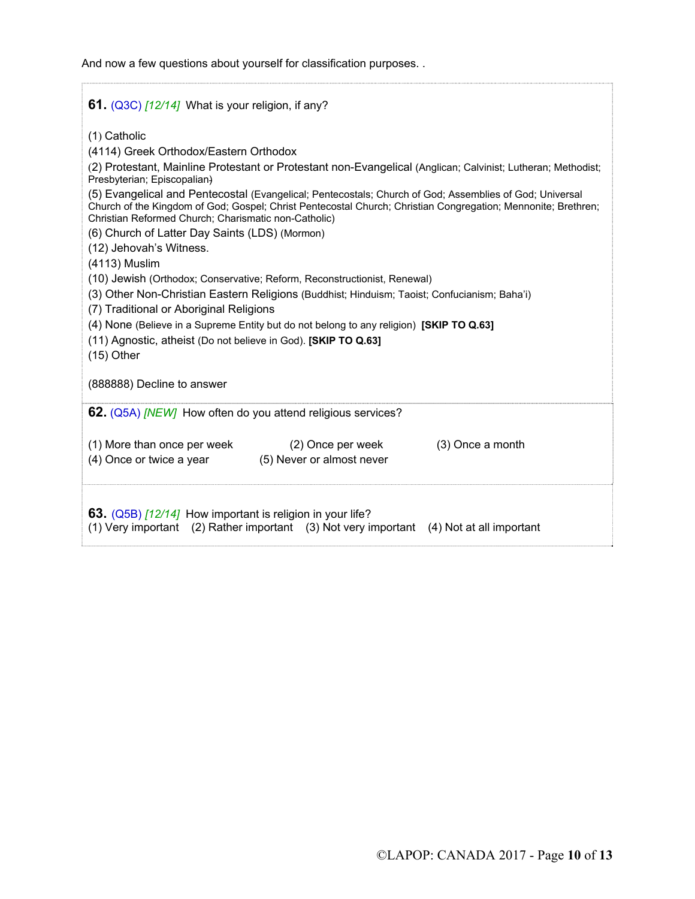And now a few questions about yourself for classification purposes. .

**61.** (Q3C) *[12/14]* What is your religion, if any?

(1) Catholic
(4114) Greek Orthodox/Eastern Orthodox
(2) Protestant, Mainline Protestant or Protestant non-Evangelical (Anglican; Calvinist; Lutheran; Methodist; Presbyterian; Episcopalian)
(5) Evangelical and Pentecostal (Evangelical; Pentecostals; Church of God; Assemblies of God; Universal Church of the Kingdom of God; Gospel; Christ Pentecostal Church; Christian Congregation; Mennonite; Brethren; Christian Reformed Church; Charismatic non-Catholic)
(6) Church of Latter Day Saints (LDS) (Mormon)
(12) Jehovah's Witness.
(4113) Muslim
(10) Jewish (Orthodox; Conservative; Reform, Reconstructionist, Renewal)
(3) Other Non-Christian Eastern Religions (Buddhist; Hinduism; Taoist; Confucianism; Baha'i)
(7) Traditional or Aboriginal Religions
(4) None (Believe in a Supreme Entity but do not belong to any religion) **[SKIP TO Q.63]**
(11) Agnostic, atheist (Do not believe in God). **[SKIP TO Q.63]**
(15) Other

(888888) Decline to answer

**62.** (Q5A) *[NEW]* How often do you attend religious services?

(1) More than once per week (2) Once per week (3) Once a month
(4) Once or twice a year (5) Never or almost never

**63.** (Q5B) *[12/14]* How important is religion in your life?
(1) Very important (2) Rather important (3) Not very important (4) Not at all important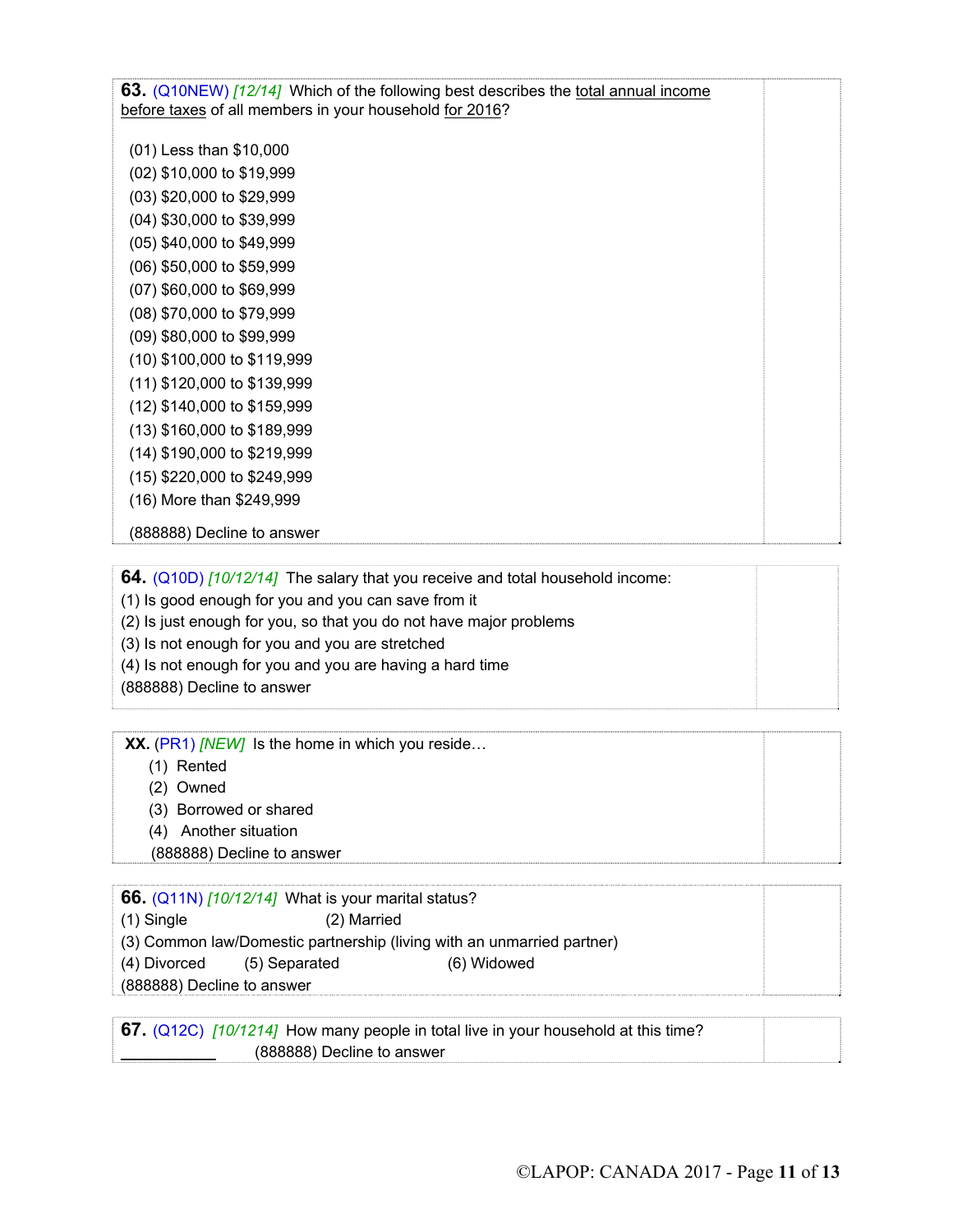**63.** (Q10NEW) *[12/14]* Which of the following best describes the total annual income before taxes of all members in your household for 2016?

(01) Less than $10,000
(02) $10,000 to $19,999
(03) $20,000 to $29,999
(04) $30,000 to $39,999
(05) $40,000 to $49,999
(06) $50,000 to $59,999
(07) $60,000 to $69,999
(08) $70,000 to $79,999
(09) $80,000 to $99,999
(10) $100,000 to $119,999
(11) $120,000 to $139,999
(12) $140,000 to $159,999
(13) $160,000 to $189,999
(14) $190,000 to $219,999
(15) $220,000 to $249,999
(16) More than $249,999

(888888) Decline to answer

**64.** (Q10D) *[10/12/14]* The salary that you receive and total household income:
(1) Is good enough for you and you can save from it
(2) Is just enough for you, so that you do not have major problems
(3) Is not enough for you and you are stretched
(4) Is not enough for you and you are having a hard time
(888888) Decline to answer

**XX.** (PR1) *[NEW]* Is the home in which you reside…
(1) Rented
(2) Owned
(3) Borrowed or shared
(4) Another situation
(888888) Decline to answer

**66.** (Q11N) *[10/12/14]* What is your marital status?
(1) Single (2) Married
(3) Common law/Domestic partnership (living with an unmarried partner)
(4) Divorced (5) Separated (6) Widowed
(888888) Decline to answer

**67.** (Q12C) *[10/1214]* How many people in total live in your household at this time?
___________ (888888) Decline to answer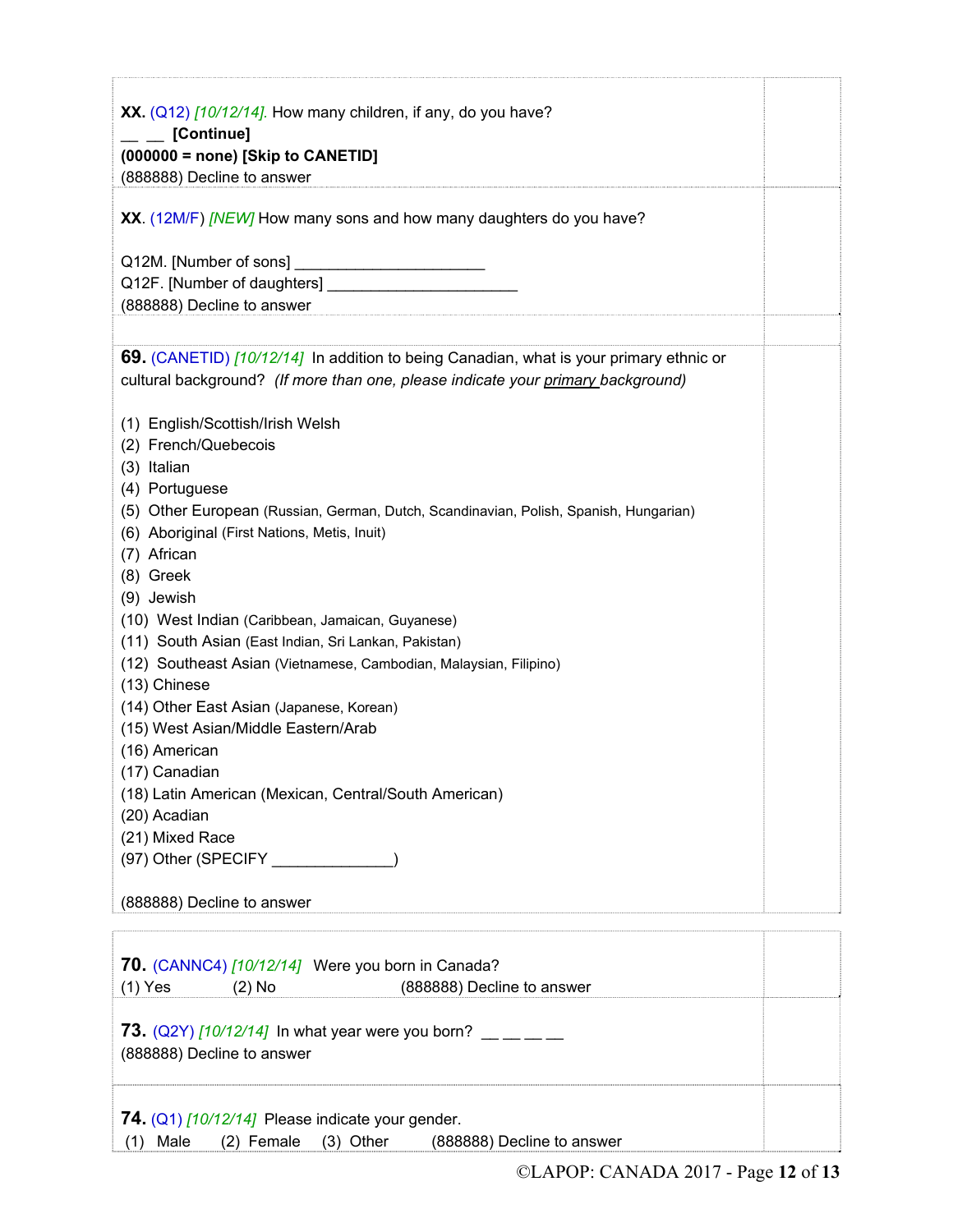**XX.** (Q12) *[10/12/14].* How many children, if any, do you have?
__ __ **[Continue]**
**(000000 = none) [Skip to CANETID]**
(888888) Decline to answer

**XX**. (12M/F) *[NEW]* How many sons and how many daughters do you have?

Q12M. [Number of sons] ______________________
Q12F. [Number of daughters] ______________________
(888888) Decline to answer

**69.** (CANETID) *[10/12/14]* In addition to being Canadian, what is your primary ethnic or cultural background? *(If more than one, please indicate your primary background)*

(1) English/Scottish/Irish Welsh
(2) French/Quebecois
(3) Italian
(4) Portuguese
(5) Other European (Russian, German, Dutch, Scandinavian, Polish, Spanish, Hungarian)
(6) Aboriginal (First Nations, Metis, Inuit)
(7) African
(8) Greek
(9) Jewish
(10) West Indian (Caribbean, Jamaican, Guyanese)
(11) South Asian (East Indian, Sri Lankan, Pakistan)
(12) Southeast Asian (Vietnamese, Cambodian, Malaysian, Filipino)
(13) Chinese
(14) Other East Asian (Japanese, Korean)
(15) West Asian/Middle Eastern/Arab
(16) American
(17) Canadian
(18) Latin American (Mexican, Central/South American)
(20) Acadian
(21) Mixed Race
(97) Other (SPECIFY ______________)

(888888) Decline to answer

**70.** (CANNC4) *[10/12/14]* Were you born in Canada?
(1) Yes (2) No (888888) Decline to answer

**73.** (Q2Y) *[10/12/14]* In what year were you born? __ __ __ __
(888888) Decline to answer

**74.** (Q1) *[10/12/14]* Please indicate your gender.
(1) Male (2) Female (3) Other (888888) Decline to answer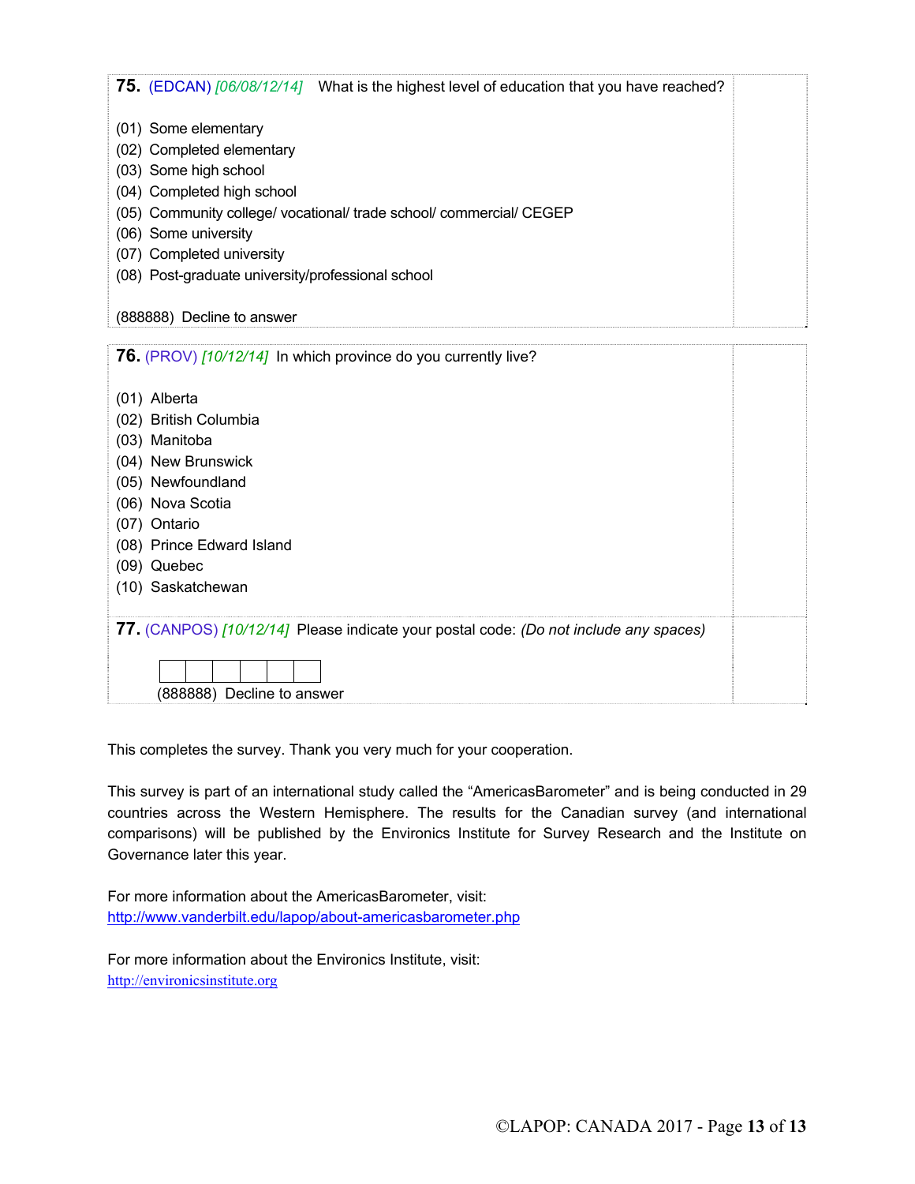**75.** (EDCAN) *[06/08/12/14]* What is the highest level of education that you have reached?

(01) Some elementary
(02) Completed elementary
(03) Some high school
(04) Completed high school
(05) Community college/ vocational/ trade school/ commercial/ CEGEP
(06) Some university
(07) Completed university
(08) Post-graduate university/professional school

(888888) Decline to answer

**76.** (PROV) *[10/12/14]* In which province do you currently live?

(01) Alberta
(02) British Columbia
(03) Manitoba
(04) New Brunswick
(05) Newfoundland
(06) Nova Scotia
(07) Ontario
(08) Prince Edward Island
(09) Quebec
(10) Saskatchewan

**77.** (CANPOS) *[10/12/14]* Please indicate your postal code: *(Do not include any spaces)*

| | | | | | |
|---|---|---|---|---|---|
| | | | | | |

(888888) Decline to answer

This completes the survey. Thank you very much for your cooperation.

This survey is part of an international study called the "AmericasBarometer" and is being conducted in 29 countries across the Western Hemisphere. The results for the Canadian survey (and international comparisons) will be published by the Environics Institute for Survey Research and the Institute on Governance later this year.

For more information about the AmericasBarometer, visit:
http://www.vanderbilt.edu/lapop/about-americasbarometer.php

For more information about the Environics Institute, visit:
http://environicsinstitute.org